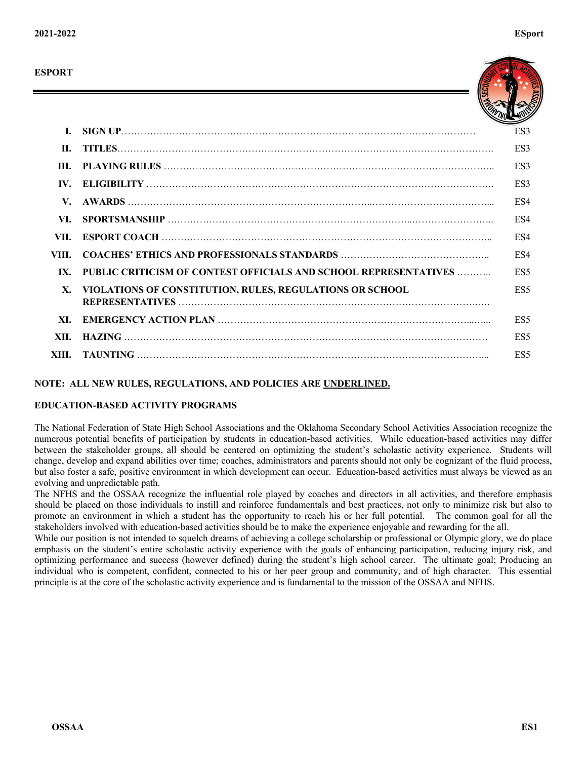# ESPORT

| | | |
|---|---|---|
| I. | SIGN UP | ES3 |
| II. | TITLES | ES3 |
| III. | PLAYING RULES | ES3 |
| IV. | ELIGIBILITY | ES3 |
| V. | AWARDS | ES4 |
| VI. | SPORTSMANSHIP | ES4 |
| VII. | ESPORT COACH | ES4 |
| VIII. | COACHES' ETHICS AND PROFESSIONALS STANDARDS | ES4 |
| IX. | PUBLIC CRITICISM OF CONTEST OFFICIALS AND SCHOOL REPRESENTATIVES | ES5 |
| X. | VIOLATIONS OF CONSTITUTION, RULES, REGULATIONS OR SCHOOL REPRESENTATIVES | ES5 |
| XI. | EMERGENCY ACTION PLAN | ES5 |
| XII. | HAZING | ES5 |
| XIII. | TAUNTING | ES5 |

**NOTE: ALL NEW RULES, REGULATIONS, AND POLICIES ARE <u>UNDERLINED.</u>**

**EDUCATION-BASED ACTIVITY PROGRAMS**

The National Federation of State High School Associations and the Oklahoma Secondary School Activities Association recognize the numerous potential benefits of participation by students in education-based activities. While education-based activities may differ between the stakeholder groups, all should be centered on optimizing the student's scholastic activity experience. Students will change, develop and expand abilities over time; coaches, administrators and parents should not only be cognizant of the fluid process, but also foster a safe, positive environment in which development can occur. Education-based activities must always be viewed as an evolving and unpredictable path.

The NFHS and the OSSAA recognize the influential role played by coaches and directors in all activities, and therefore emphasis should be placed on those individuals to instill and reinforce fundamentals and best practices, not only to minimize risk but also to promote an environment in which a student has the opportunity to reach his or her full potential. The common goal for all the stakeholders involved with education-based activities should be to make the experience enjoyable and rewarding for the all.

While our position is not intended to squelch dreams of achieving a college scholarship or professional or Olympic glory, we do place emphasis on the student's entire scholastic activity experience with the goals of enhancing participation, reducing injury risk, and optimizing performance and success (however defined) during the student's high school career. The ultimate goal; Producing an individual who is competent, confident, connected to his or her peer group and community, and of high character. This essential principle is at the core of the scholastic activity experience and is fundamental to the mission of the OSSAA and NFHS.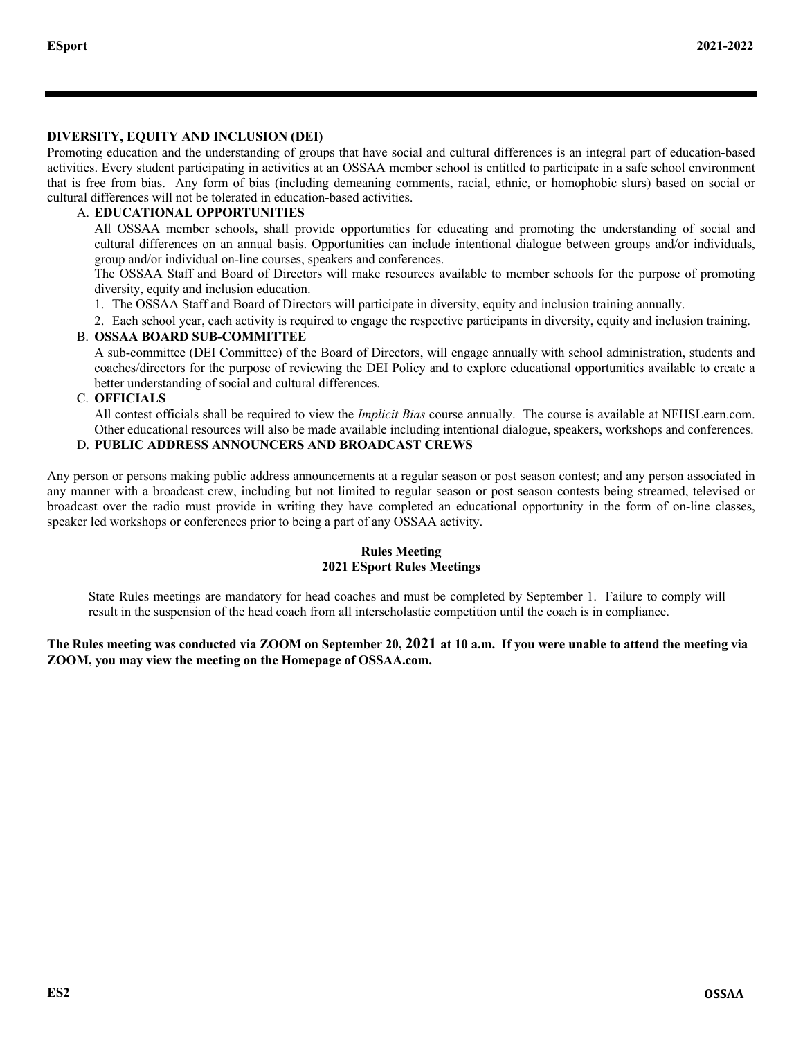## DIVERSITY, EQUITY AND INCLUSION (DEI)

Promoting education and the understanding of groups that have social and cultural differences is an integral part of education-based activities. Every student participating in activities at an OSSAA member school is entitled to participate in a safe school environment that is free from bias. Any form of bias (including demeaning comments, racial, ethnic, or homophobic slurs) based on social or cultural differences will not be tolerated in education-based activities.

A. **EDUCATIONAL OPPORTUNITIES**

All OSSAA member schools, shall provide opportunities for educating and promoting the understanding of social and cultural differences on an annual basis. Opportunities can include intentional dialogue between groups and/or individuals, group and/or individual on-line courses, speakers and conferences.

The OSSAA Staff and Board of Directors will make resources available to member schools for the purpose of promoting diversity, equity and inclusion education.

1. The OSSAA Staff and Board of Directors will participate in diversity, equity and inclusion training annually.
2. Each school year, each activity is required to engage the respective participants in diversity, equity and inclusion training.

B. **OSSAA BOARD SUB-COMMITTEE**

A sub-committee (DEI Committee) of the Board of Directors, will engage annually with school administration, students and coaches/directors for the purpose of reviewing the DEI Policy and to explore educational opportunities available to create a better understanding of social and cultural differences.

C. **OFFICIALS**

All contest officials shall be required to view the *Implicit Bias* course annually. The course is available at NFHSLearn.com. Other educational resources will also be made available including intentional dialogue, speakers, workshops and conferences.

D. **PUBLIC ADDRESS ANNOUNCERS AND BROADCAST CREWS**

Any person or persons making public address announcements at a regular season or post season contest; and any person associated in any manner with a broadcast crew, including but not limited to regular season or post season contests being streamed, televised or broadcast over the radio must provide in writing they have completed an educational opportunity in the form of on-line classes, speaker led workshops or conferences prior to being a part of any OSSAA activity.

### Rules Meeting
### 2021 ESport Rules Meetings

State Rules meetings are mandatory for head coaches and must be completed by September 1. Failure to comply will result in the suspension of the head coach from all interscholastic competition until the coach is in compliance.

**The Rules meeting was conducted via ZOOM on September 20, 2021 at 10 a.m. If you were unable to attend the meeting via ZOOM, you may view the meeting on the Homepage of OSSAA.com.**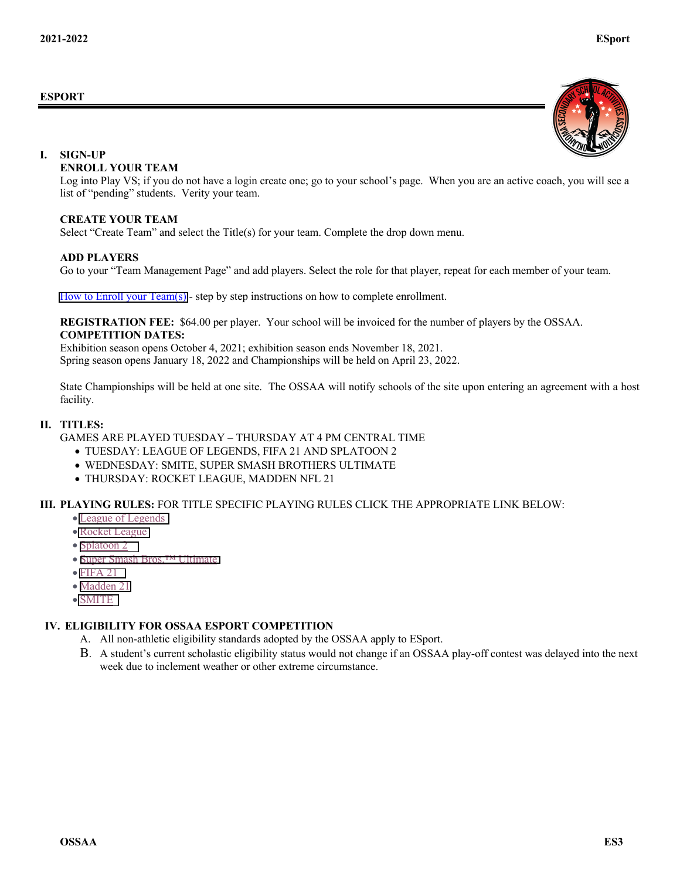## ESPORT

### I. SIGN-UP

**ENROLL YOUR TEAM**

Log into Play VS; if you do not have a login create one; go to your school's page. When you are an active coach, you will see a list of "pending" students. Verity your team.

**CREATE YOUR TEAM**

Select "Create Team" and select the Title(s) for your team. Complete the drop down menu.

**ADD PLAYERS**

Go to your "Team Management Page" and add players. Select the role for that player, repeat for each member of your team.

How to Enroll your Team(s) - step by step instructions on how to complete enrollment.

**REGISTRATION FEE:** $64.00 per player. Your school will be invoiced for the number of players by the OSSAA.

**COMPETITION DATES:**

Exhibition season opens October 4, 2021; exhibition season ends November 18, 2021.
Spring season opens January 18, 2022 and Championships will be held on April 23, 2022.

State Championships will be held at one site. The OSSAA will notify schools of the site upon entering an agreement with a host facility.

### II. TITLES:

GAMES ARE PLAYED TUESDAY – THURSDAY AT 4 PM CENTRAL TIME

- TUESDAY: LEAGUE OF LEGENDS, FIFA 21 AND SPLATOON 2
- WEDNESDAY: SMITE, SUPER SMASH BROTHERS ULTIMATE
- THURSDAY: ROCKET LEAGUE, MADDEN NFL 21

### III. PLAYING RULES: FOR TITLE SPECIFIC PLAYING RULES CLICK THE APPROPRIATE LINK BELOW:

- League of Legends
- Rocket League
- Splatoon 2
- Super Smash Bros.™ Ultimate
- FIFA 21
- Madden 21
- SMITE

### IV. ELIGIBILITY FOR OSSAA ESPORT COMPETITION

A. All non-athletic eligibility standards adopted by the OSSAA apply to ESport.

B. A student's current scholastic eligibility status would not change if an OSSAA play-off contest was delayed into the next week due to inclement weather or other extreme circumstance.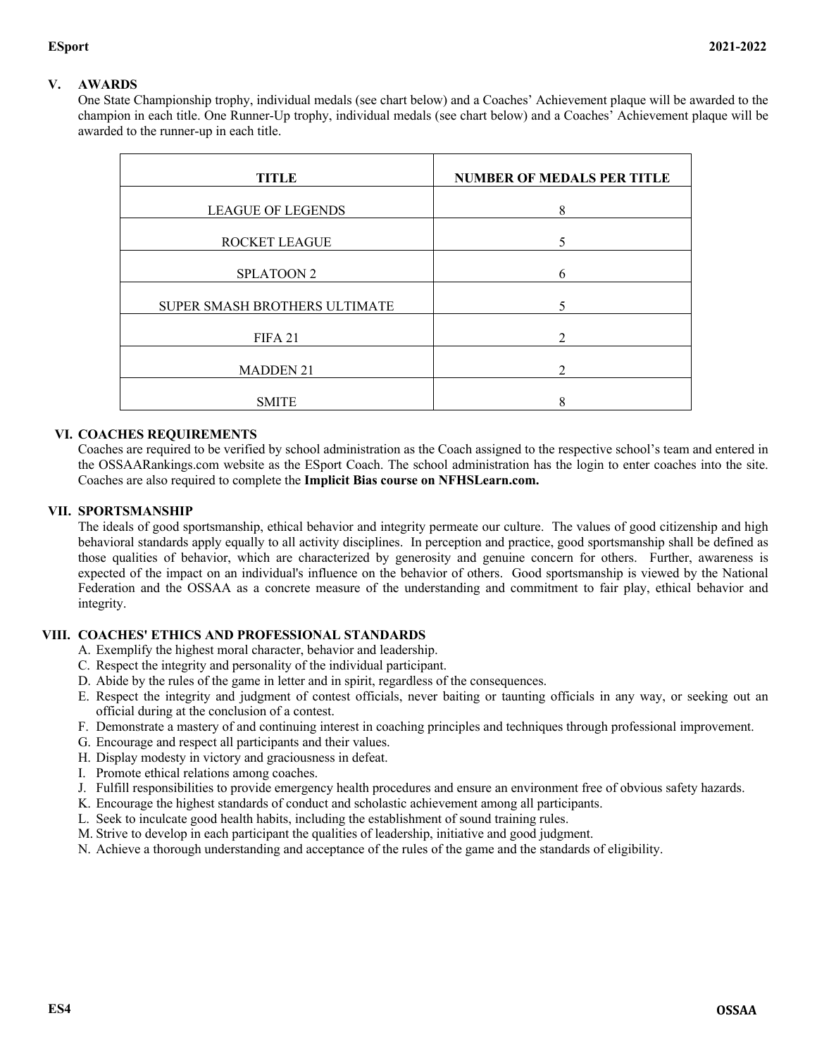## V. AWARDS

One State Championship trophy, individual medals (see chart below) and a Coaches' Achievement plaque will be awarded to the champion in each title. One Runner-Up trophy, individual medals (see chart below) and a Coaches' Achievement plaque will be awarded to the runner-up in each title.

| TITLE | NUMBER OF MEDALS PER TITLE |
| --- | --- |
| LEAGUE OF LEGENDS | 8 |
| ROCKET LEAGUE | 5 |
| SPLATOON 2 | 6 |
| SUPER SMASH BROTHERS ULTIMATE | 5 |
| FIFA 21 | 2 |
| MADDEN 21 | 2 |
| SMITE | 8 |

## VI. COACHES REQUIREMENTS

Coaches are required to be verified by school administration as the Coach assigned to the respective school's team and entered in the OSSAARankings.com website as the ESport Coach. The school administration has the login to enter coaches into the site. Coaches are also required to complete the **Implicit Bias course on NFHSLearn.com.**

## VII. SPORTSMANSHIP

The ideals of good sportsmanship, ethical behavior and integrity permeate our culture. The values of good citizenship and high behavioral standards apply equally to all activity disciplines. In perception and practice, good sportsmanship shall be defined as those qualities of behavior, which are characterized by generosity and genuine concern for others. Further, awareness is expected of the impact on an individual's influence on the behavior of others. Good sportsmanship is viewed by the National Federation and the OSSAA as a concrete measure of the understanding and commitment to fair play, ethical behavior and integrity.

## VIII. COACHES' ETHICS AND PROFESSIONAL STANDARDS

A. Exemplify the highest moral character, behavior and leadership.
C. Respect the integrity and personality of the individual participant.
D. Abide by the rules of the game in letter and in spirit, regardless of the consequences.
E. Respect the integrity and judgment of contest officials, never baiting or taunting officials in any way, or seeking out an official during at the conclusion of a contest.
F. Demonstrate a mastery of and continuing interest in coaching principles and techniques through professional improvement.
G. Encourage and respect all participants and their values.
H. Display modesty in victory and graciousness in defeat.
I. Promote ethical relations among coaches.
J. Fulfill responsibilities to provide emergency health procedures and ensure an environment free of obvious safety hazards.
K. Encourage the highest standards of conduct and scholastic achievement among all participants.
L. Seek to inculcate good health habits, including the establishment of sound training rules.
M. Strive to develop in each participant the qualities of leadership, initiative and good judgment.
N. Achieve a thorough understanding and acceptance of the rules of the game and the standards of eligibility.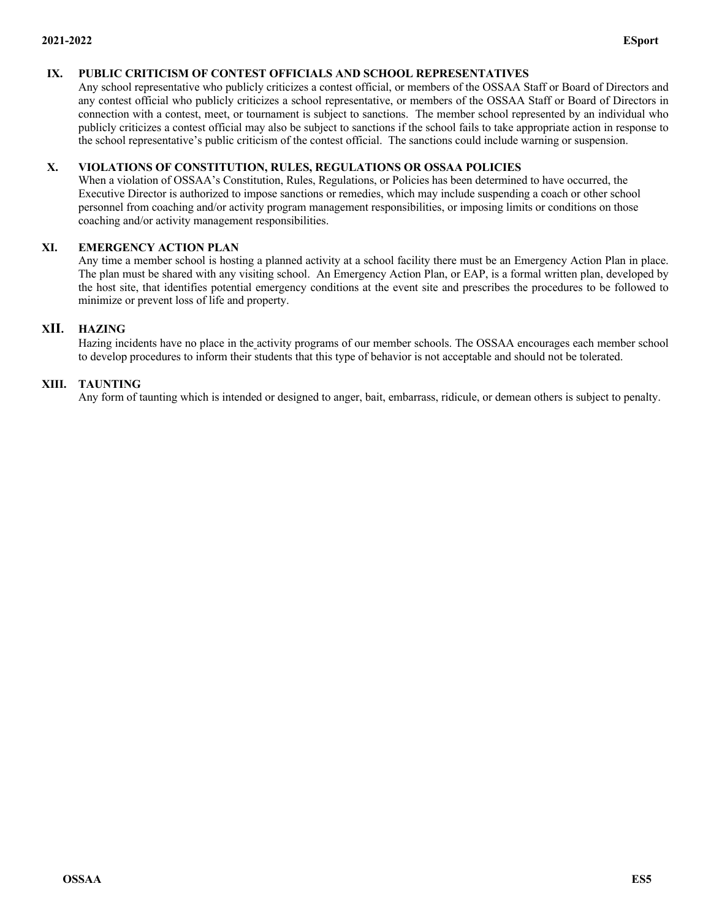## IX. PUBLIC CRITICISM OF CONTEST OFFICIALS AND SCHOOL REPRESENTATIVES

Any school representative who publicly criticizes a contest official, or members of the OSSAA Staff or Board of Directors and any contest official who publicly criticizes a school representative, or members of the OSSAA Staff or Board of Directors in connection with a contest, meet, or tournament is subject to sanctions. The member school represented by an individual who publicly criticizes a contest official may also be subject to sanctions if the school fails to take appropriate action in response to the school representative's public criticism of the contest official. The sanctions could include warning or suspension.

## X. VIOLATIONS OF CONSTITUTION, RULES, REGULATIONS OR OSSAA POLICIES

When a violation of OSSAA's Constitution, Rules, Regulations, or Policies has been determined to have occurred, the Executive Director is authorized to impose sanctions or remedies, which may include suspending a coach or other school personnel from coaching and/or activity program management responsibilities, or imposing limits or conditions on those coaching and/or activity management responsibilities.

## XI. EMERGENCY ACTION PLAN

Any time a member school is hosting a planned activity at a school facility there must be an Emergency Action Plan in place. The plan must be shared with any visiting school. An Emergency Action Plan, or EAP, is a formal written plan, developed by the host site, that identifies potential emergency conditions at the event site and prescribes the procedures to be followed to minimize or prevent loss of life and property.

## XII. HAZING

Hazing incidents have no place in the activity programs of our member schools. The OSSAA encourages each member school to develop procedures to inform their students that this type of behavior is not acceptable and should not be tolerated.

## XIII. TAUNTING

Any form of taunting which is intended or designed to anger, bait, embarrass, ridicule, or demean others is subject to penalty.